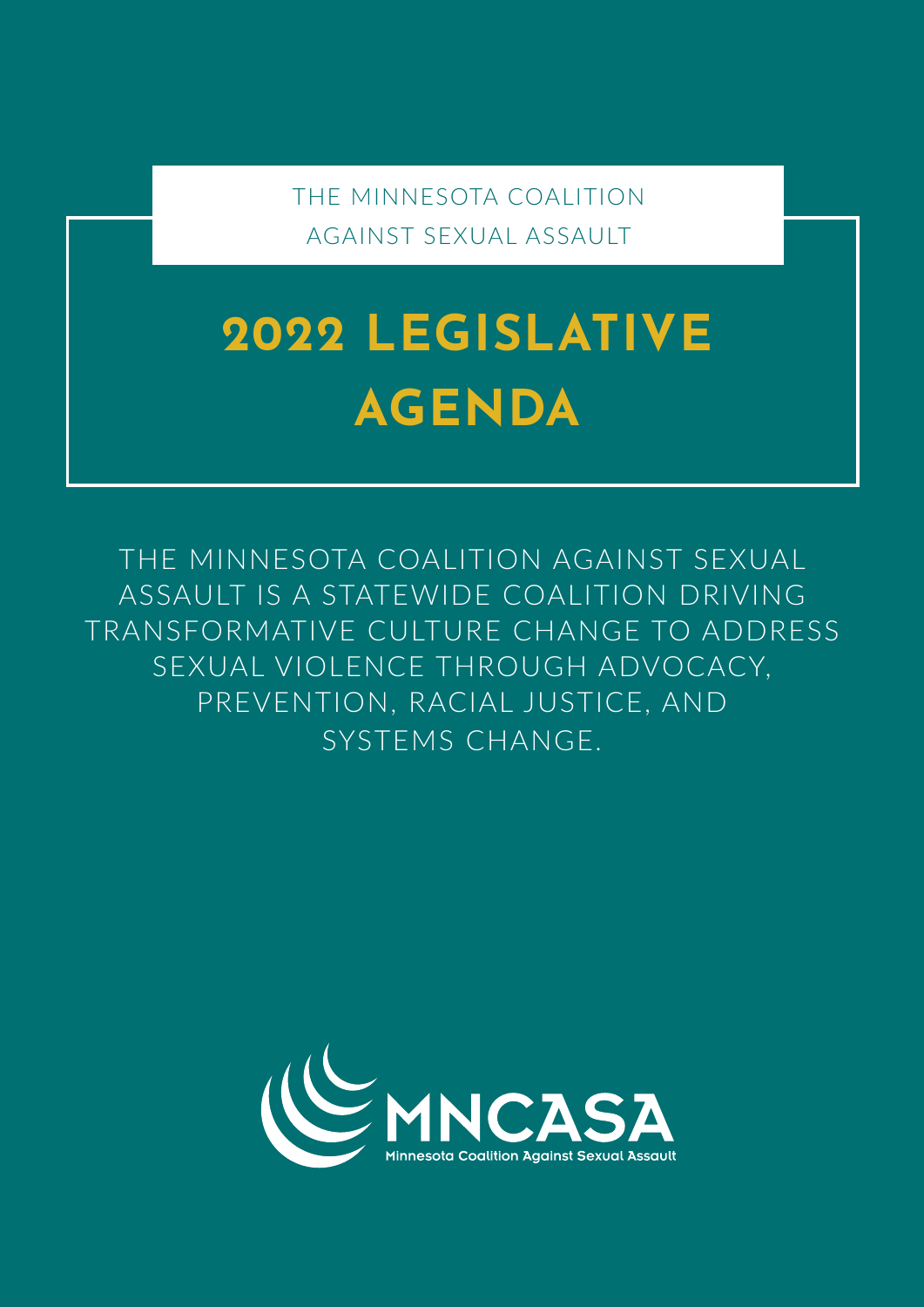THE MINNESOTA COALITION AGAINST SEXUAL ASSAULT

# 2022 LEGISLATIVE AGENDA

THE MINNESOTA COALITION AGAINST SEXUAL ASSAULT IS A STATEWIDE COALITION DRIVING TRANSFORMATIVE CULTURE CHANGE TO ADDRESS SEXUAL VIOLENCE THROUGH ADVOCACY, PREVENTION, RACIAL JUSTICE, AND SYSTEMS CHANGE.

MNCASA

Minnesota Coalition Against Sexual Assault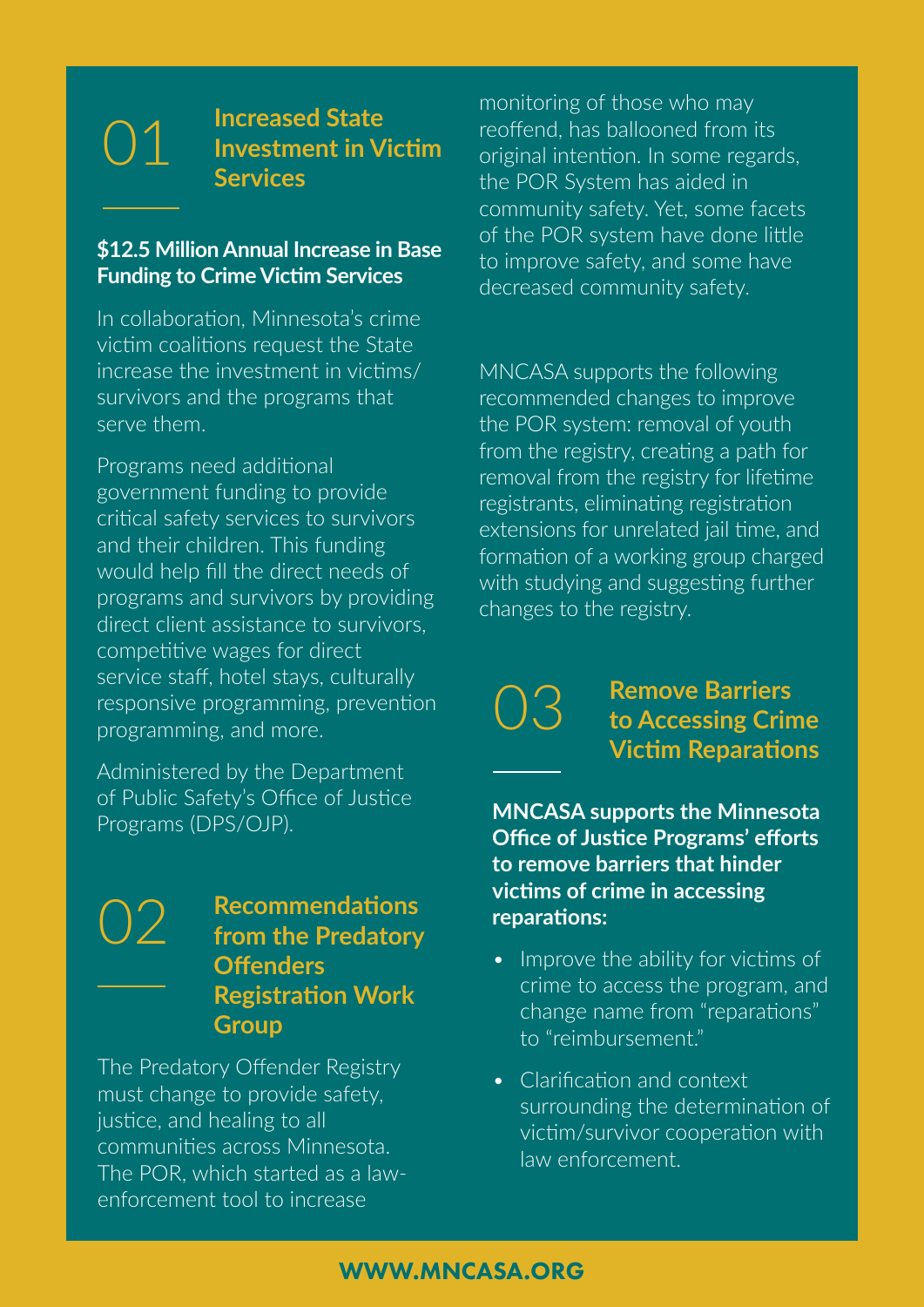## 01 Increased State Investment in Victim Services

**$12.5 Million Annual Increase in Base Funding to Crime Victim Services**

In collaboration, Minnesota's crime victim coalitions request the State increase the investment in victims/survivors and the programs that serve them.

Programs need additional government funding to provide critical safety services to survivors and their children. This funding would help fill the direct needs of programs and survivors by providing direct client assistance to survivors, competitive wages for direct service staff, hotel stays, culturally responsive programming, prevention programming, and more.

Administered by the Department of Public Safety's Office of Justice Programs (DPS/OJP).

## 02 Recommendations from the Predatory Offenders Registration Work Group

The Predatory Offender Registry must change to provide safety, justice, and healing to all communities across Minnesota. The POR, which started as a law-enforcement tool to increase monitoring of those who may reoffend, has ballooned from its original intention. In some regards, the POR System has aided in community safety. Yet, some facets of the POR system have done little to improve safety, and some have decreased community safety.

MNCASA supports the following recommended changes to improve the POR system: removal of youth from the registry, creating a path for removal from the registry for lifetime registrants, eliminating registration extensions for unrelated jail time, and formation of a working group charged with studying and suggesting further changes to the registry.

## 03 Remove Barriers to Accessing Crime Victim Reparations

**MNCASA supports the Minnesota Office of Justice Programs' efforts to remove barriers that hinder victims of crime in accessing reparations:**

- Improve the ability for victims of crime to access the program, and change name from "reparations" to "reimbursement."
- Clarification and context surrounding the determination of victim/survivor cooperation with law enforcement.

**WWW.MNCASA.ORG**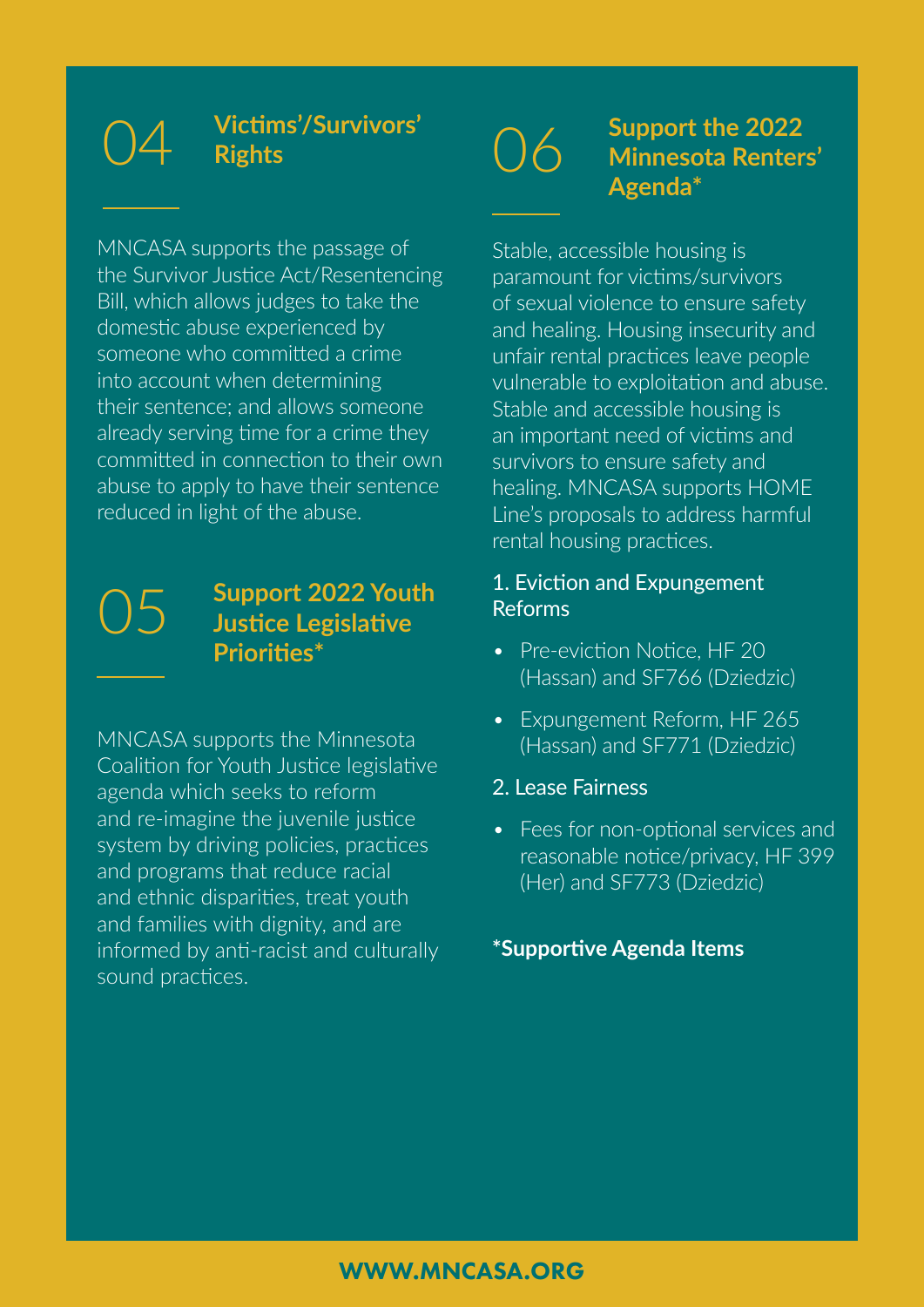## 04 Victims'/Survivors' Rights

MNCASA supports the passage of the Survivor Justice Act/Resentencing Bill, which allows judges to take the domestic abuse experienced by someone who committed a crime into account when determining their sentence; and allows someone already serving time for a crime they committed in connection to their own abuse to apply to have their sentence reduced in light of the abuse.

## 05 Support 2022 Youth Justice Legislative Priorities*

MNCASA supports the Minnesota Coalition for Youth Justice legislative agenda which seeks to reform and re-imagine the juvenile justice system by driving policies, practices and programs that reduce racial and ethnic disparities, treat youth and families with dignity, and are informed by anti-racist and culturally sound practices.

## 06 Support the 2022 Minnesota Renters' Agenda*

Stable, accessible housing is paramount for victims/survivors of sexual violence to ensure safety and healing. Housing insecurity and unfair rental practices leave people vulnerable to exploitation and abuse. Stable and accessible housing is an important need of victims and survivors to ensure safety and healing. MNCASA supports HOME Line's proposals to address harmful rental housing practices.

1. Eviction and Expungement Reforms

- Pre-eviction Notice, HF 20 (Hassan) and SF766 (Dziedzic)
- Expungement Reform, HF 265 (Hassan) and SF771 (Dziedzic)

2. Lease Fairness

- Fees for non-optional services and reasonable notice/privacy, HF 399 (Her) and SF773 (Dziedzic)

**\*Supportive Agenda Items**

**WWW.MNCASA.ORG**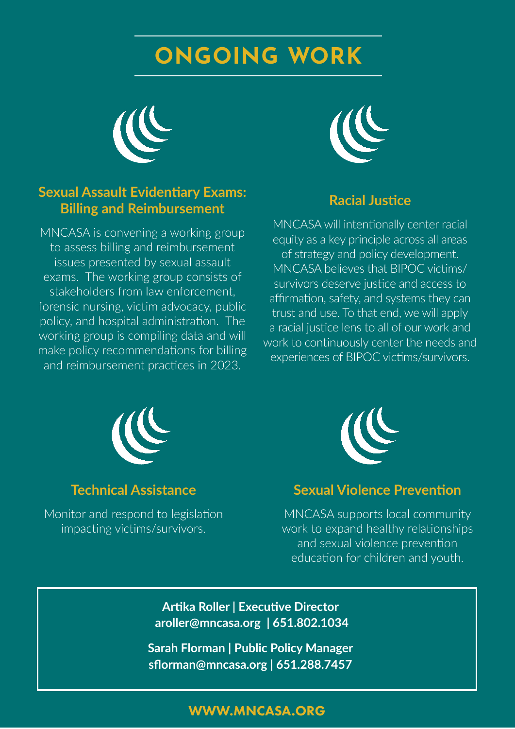# ONGOING WORK

### Sexual Assault Evidentiary Exams: Billing and Reimbursement

MNCASA is convening a working group to assess billing and reimbursement issues presented by sexual assault exams. The working group consists of stakeholders from law enforcement, forensic nursing, victim advocacy, public policy, and hospital administration. The working group is compiling data and will make policy recommendations for billing and reimbursement practices in 2023.

### Racial Justice

MNCASA will intentionally center racial equity as a key principle across all areas of strategy and policy development. MNCASA believes that BIPOC victims/survivors deserve justice and access to affirmation, safety, and systems they can trust and use. To that end, we will apply a racial justice lens to all of our work and work to continuously center the needs and experiences of BIPOC victims/survivors.

### Technical Assistance

Monitor and respond to legislation impacting victims/survivors.

### Sexual Violence Prevention

MNCASA supports local community work to expand healthy relationships and sexual violence prevention education for children and youth.

**Artika Roller | Executive Director**
**aroller@mncasa.org | 651.802.1034**

**Sarah Florman | Public Policy Manager**
**sflorman@mncasa.org | 651.288.7457**

**WWW.MNCASA.ORG**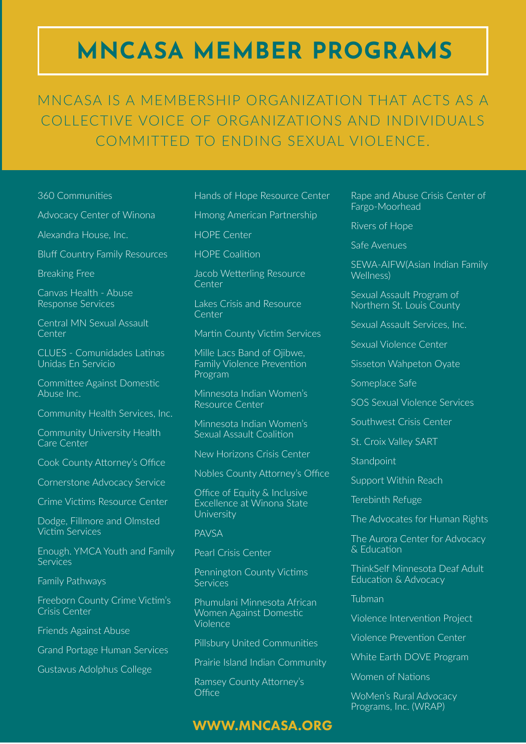# MNCASA MEMBER PROGRAMS

MNCASA IS A MEMBERSHIP ORGANIZATION THAT ACTS AS A COLLECTIVE VOICE OF ORGANIZATIONS AND INDIVIDUALS COMMITTED TO ENDING SEXUAL VIOLENCE.

360 Communities

Advocacy Center of Winona

Alexandra House, Inc.

Bluff Country Family Resources

Breaking Free

Canvas Health - Abuse Response Services

Central MN Sexual Assault Center

CLUES - Comunidades Latinas Unidas En Servicio

Committee Against Domestic Abuse Inc.

Community Health Services, Inc.

Community University Health Care Center

Cook County Attorney's Office

Cornerstone Advocacy Service

Crime Victims Resource Center

Dodge, Fillmore and Olmsted Victim Services

Enough. YMCA Youth and Family Services

Family Pathways

Freeborn County Crime Victim's Crisis Center

Friends Against Abuse

Grand Portage Human Services

Gustavus Adolphus College

Hands of Hope Resource Center

Hmong American Partnership

HOPE Center

HOPE Coalition

Jacob Wetterling Resource Center

Lakes Crisis and Resource Center

Martin County Victim Services

Mille Lacs Band of Ojibwe, Family Violence Prevention Program

Minnesota Indian Women's Resource Center

Minnesota Indian Women's Sexual Assault Coalition

New Horizons Crisis Center

Nobles County Attorney's Office

Office of Equity & Inclusive Excellence at Winona State University

PAVSA

Pearl Crisis Center

Pennington County Victims Services

Phumulani Minnesota African Women Against Domestic Violence

Pillsbury United Communities

Prairie Island Indian Community

Ramsey County Attorney's Office

Rape and Abuse Crisis Center of Fargo-Moorhead

Rivers of Hope

Safe Avenues

SEWA-AIFW(Asian Indian Family Wellness)

Sexual Assault Program of Northern St. Louis County

Sexual Assault Services, Inc.

Sexual Violence Center

Sisseton Wahpeton Oyate

Someplace Safe

SOS Sexual Violence Services

Southwest Crisis Center

St. Croix Valley SART

Standpoint

Support Within Reach

Terebinth Refuge

The Advocates for Human Rights

The Aurora Center for Advocacy & Education

ThinkSelf Minnesota Deaf Adult Education & Advocacy

Tubman

Violence Intervention Project

Violence Prevention Center

White Earth DOVE Program

Women of Nations

WoMen's Rural Advocacy Programs, Inc. (WRAP)

**WWW.MNCASA.ORG**